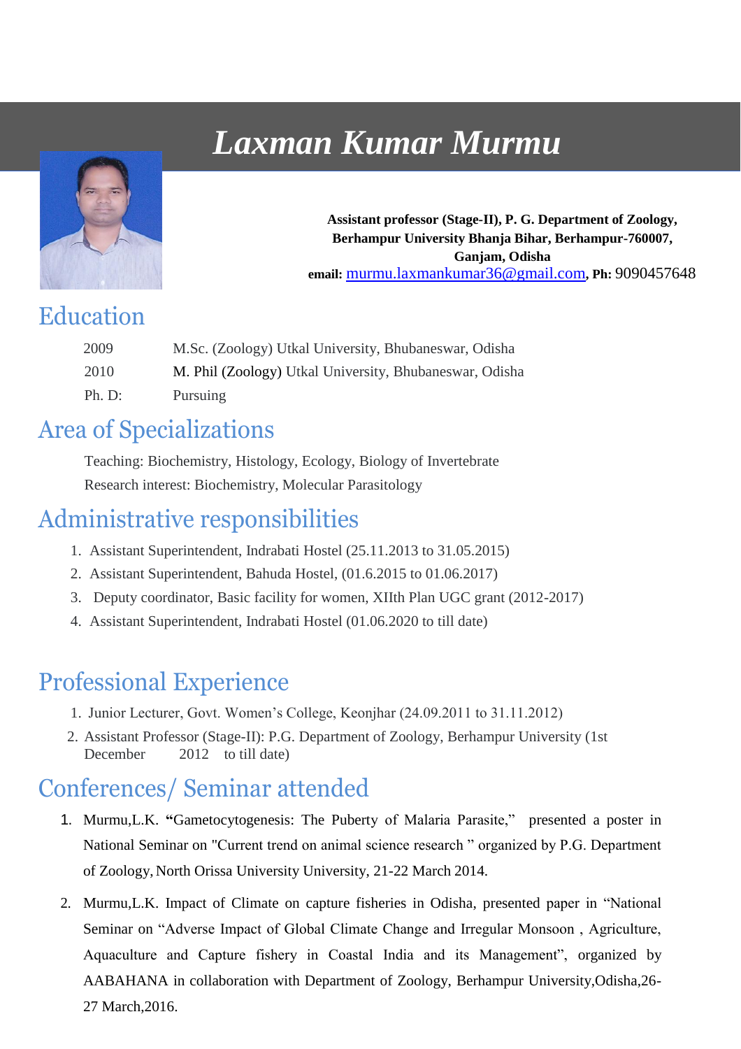# *Laxman Kumar Murmu*

**Assistant professor (Stage-II), P. G. Department of Zoology, Berhampur University Bhanja Bihar, Berhampur-760007, Ganjam, Odisha**
**email:** murmu.laxmankumar36@gmail.com, **Ph:** 9090457648

## Education

| | |
|---|---|
| 2009 | M.Sc. (Zoology) Utkal University, Bhubaneswar, Odisha |
| 2010 | M. Phil (Zoology) Utkal University, Bhubaneswar, Odisha |
| Ph. D: | Pursuing |

## Area of Specializations

Teaching: Biochemistry, Histology, Ecology, Biology of Invertebrate

Research interest: Biochemistry, Molecular Parasitology

## Administrative responsibilities

1. Assistant Superintendent, Indrabati Hostel (25.11.2013 to 31.05.2015)
2. Assistant Superintendent, Bahuda Hostel, (01.6.2015 to 01.06.2017)
3. Deputy coordinator, Basic facility for women, XIIth Plan UGC grant (2012-2017)
4. Assistant Superintendent, Indrabati Hostel (01.06.2020 to till date)

## Professional Experience

1. Junior Lecturer, Govt. Women's College, Keonjhar (24.09.2011 to 31.11.2012)
2. Assistant Professor (Stage-II): P.G. Department of Zoology, Berhampur University (1st December 2012 to till date)

## Conferences/ Seminar attended

1. Murmu,L.K. **"**Gametocytogenesis: The Puberty of Malaria Parasite," presented a poster in National Seminar on "Current trend on animal science research " organized by P.G. Department of Zoology, North Orissa University University, 21-22 March 2014.
2. Murmu,L.K. Impact of Climate on capture fisheries in Odisha, presented paper in "National Seminar on "Adverse Impact of Global Climate Change and Irregular Monsoon , Agriculture, Aquaculture and Capture fishery in Coastal India and its Management", organized by AABAHANA in collaboration with Department of Zoology, Berhampur University,Odisha,26-27 March,2016.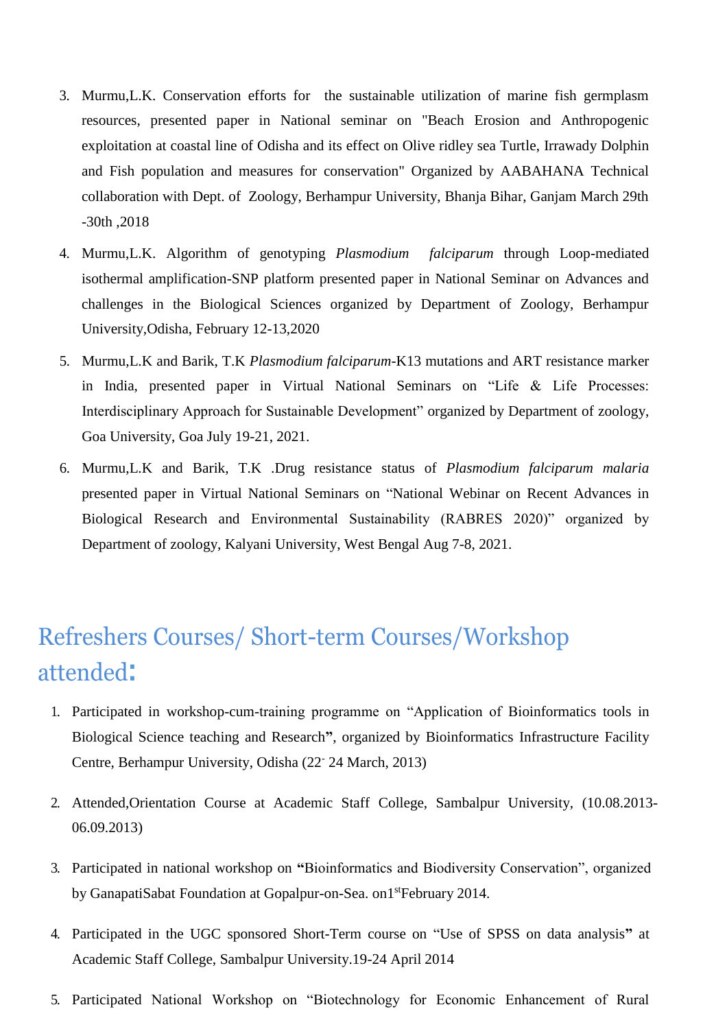3. Murmu,L.K. Conservation efforts for the sustainable utilization of marine fish germplasm resources, presented paper in National seminar on "Beach Erosion and Anthropogenic exploitation at coastal line of Odisha and its effect on Olive ridley sea Turtle, Irrawady Dolphin and Fish population and measures for conservation" Organized by AABAHANA Technical collaboration with Dept. of Zoology, Berhampur University, Bhanja Bihar, Ganjam March 29th -30th ,2018
4. Murmu,L.K. Algorithm of genotyping *Plasmodium falciparum* through Loop-mediated isothermal amplification-SNP platform presented paper in National Seminar on Advances and challenges in the Biological Sciences organized by Department of Zoology, Berhampur University,Odisha, February 12-13,2020
5. Murmu,L.K and Barik, T.K *Plasmodium falciparum*-K13 mutations and ART resistance marker in India, presented paper in Virtual National Seminars on "Life & Life Processes: Interdisciplinary Approach for Sustainable Development" organized by Department of zoology, Goa University, Goa July 19-21, 2021.
6. Murmu,L.K and Barik, T.K .Drug resistance status of *Plasmodium falciparum malaria* presented paper in Virtual National Seminars on "National Webinar on Recent Advances in Biological Research and Environmental Sustainability (RABRES 2020)" organized by Department of zoology, Kalyani University, West Bengal Aug 7-8, 2021.

## Refreshers Courses/ Short-term Courses/Workshop attended:

1. Participated in workshop-cum-training programme on "Application of Bioinformatics tools in Biological Science teaching and Research**"**, organized by Bioinformatics Infrastructure Facility Centre, Berhampur University, Odisha (22- 24 March, 2013)
2. Attended,Orientation Course at Academic Staff College, Sambalpur University, (10.08.2013-06.09.2013)
3. Participated in national workshop on **"**Bioinformatics and Biodiversity Conservation", organized by GanapatiSabat Foundation at Gopalpur-on-Sea. on1st February 2014.
4. Participated in the UGC sponsored Short-Term course on "Use of SPSS on data analysis**"** at Academic Staff College, Sambalpur University.19-24 April 2014
5. Participated National Workshop on "Biotechnology for Economic Enhancement of Rural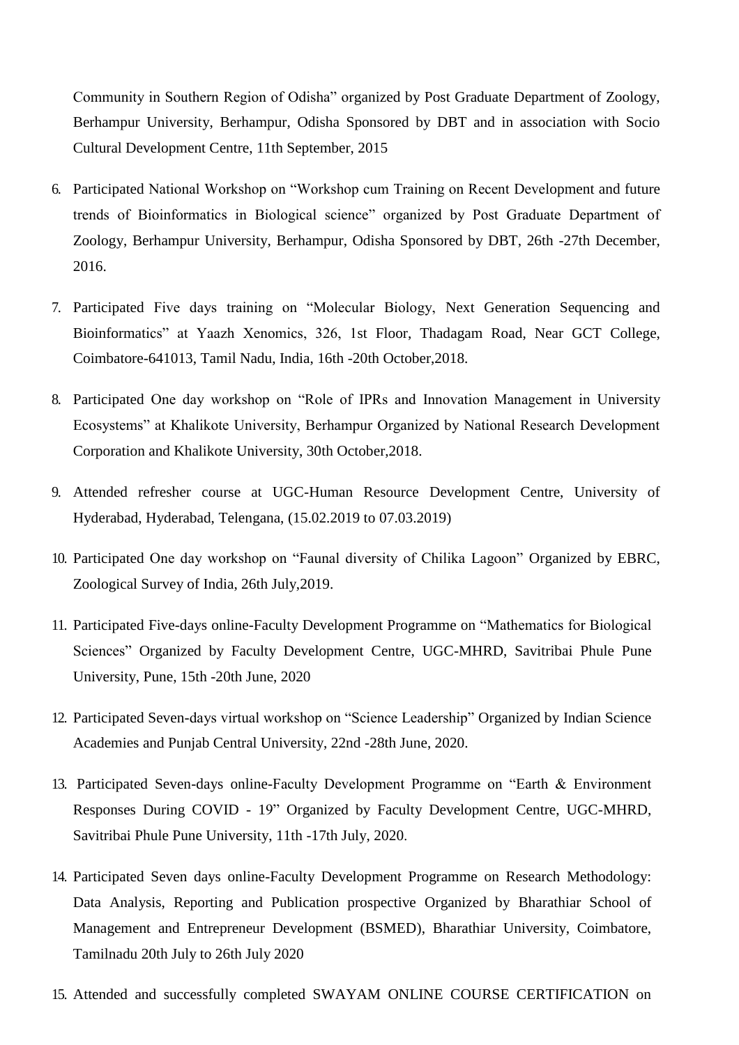Community in Southern Region of Odisha" organized by Post Graduate Department of Zoology, Berhampur University, Berhampur, Odisha Sponsored by DBT and in association with Socio Cultural Development Centre, 11th September, 2015

6. Participated National Workshop on "Workshop cum Training on Recent Development and future trends of Bioinformatics in Biological science" organized by Post Graduate Department of Zoology, Berhampur University, Berhampur, Odisha Sponsored by DBT, 26th -27th December, 2016.

7. Participated Five days training on "Molecular Biology, Next Generation Sequencing and Bioinformatics" at Yaazh Xenomics, 326, 1st Floor, Thadagam Road, Near GCT College, Coimbatore-641013, Tamil Nadu, India, 16th -20th October,2018.

8. Participated One day workshop on "Role of IPRs and Innovation Management in University Ecosystems" at Khalikote University, Berhampur Organized by National Research Development Corporation and Khalikote University, 30th October,2018.

9. Attended refresher course at UGC-Human Resource Development Centre, University of Hyderabad, Hyderabad, Telengana, (15.02.2019 to 07.03.2019)

10. Participated One day workshop on "Faunal diversity of Chilika Lagoon" Organized by EBRC, Zoological Survey of India, 26th July,2019.

11. Participated Five-days online-Faculty Development Programme on "Mathematics for Biological Sciences" Organized by Faculty Development Centre, UGC-MHRD, Savitribai Phule Pune University, Pune, 15th -20th June, 2020

12. Participated Seven-days virtual workshop on "Science Leadership" Organized by Indian Science Academies and Punjab Central University, 22nd -28th June, 2020.

13. Participated Seven-days online-Faculty Development Programme on "Earth & Environment Responses During COVID - 19" Organized by Faculty Development Centre, UGC-MHRD, Savitribai Phule Pune University, 11th -17th July, 2020.

14. Participated Seven days online-Faculty Development Programme on Research Methodology: Data Analysis, Reporting and Publication prospective Organized by Bharathiar School of Management and Entrepreneur Development (BSMED), Bharathiar University, Coimbatore, Tamilnadu 20th July to 26th July 2020

15. Attended and successfully completed SWAYAM ONLINE COURSE CERTIFICATION on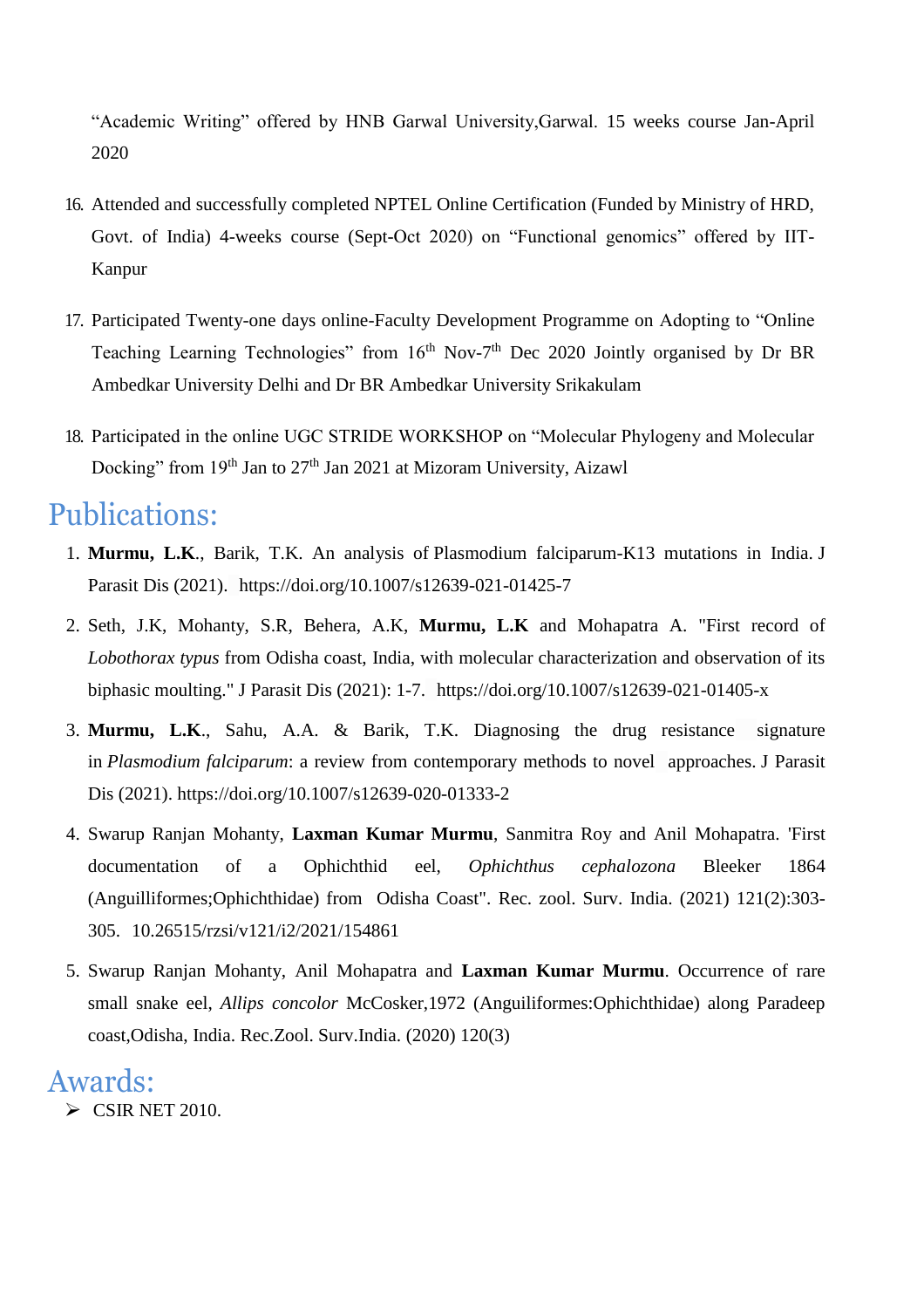"Academic Writing" offered by HNB Garwal University,Garwal. 15 weeks course Jan-April 2020

16. Attended and successfully completed NPTEL Online Certification (Funded by Ministry of HRD, Govt. of India) 4-weeks course (Sept-Oct 2020) on "Functional genomics" offered by IIT-Kanpur

17. Participated Twenty-one days online-Faculty Development Programme on Adopting to "Online Teaching Learning Technologies" from 16th Nov-7th Dec 2020 Jointly organised by Dr BR Ambedkar University Delhi and Dr BR Ambedkar University Srikakulam

18. Participated in the online UGC STRIDE WORKSHOP on "Molecular Phylogeny and Molecular Docking" from 19th Jan to 27th Jan 2021 at Mizoram University, Aizawl

## Publications:

1. **Murmu, L.K**., Barik, T.K. An analysis of Plasmodium falciparum-K13 mutations in India. J Parasit Dis (2021). https://doi.org/10.1007/s12639-021-01425-7

2. Seth, J.K, Mohanty, S.R, Behera, A.K, **Murmu, L.K** and Mohapatra A. "First record of *Lobothorax typus* from Odisha coast, India, with molecular characterization and observation of its biphasic moulting." J Parasit Dis (2021): 1-7. https://doi.org/10.1007/s12639-021-01405-x

3. **Murmu, L.K**., Sahu, A.A. & Barik, T.K. Diagnosing the drug resistance signature in *Plasmodium falciparum*: a review from contemporary methods to novel approaches. J Parasit Dis (2021). https://doi.org/10.1007/s12639-020-01333-2

4. Swarup Ranjan Mohanty, **Laxman Kumar Murmu**, Sanmitra Roy and Anil Mohapatra. 'First documentation of a Ophichthid eel, *Ophichthus cephalozona* Bleeker 1864 (Anguilliformes;Ophichthidae) from Odisha Coast". Rec. zool. Surv. India. (2021) 121(2):303-305. 10.26515/rzsi/v121/i2/2021/154861

5. Swarup Ranjan Mohanty, Anil Mohapatra and **Laxman Kumar Murmu**. Occurrence of rare small snake eel, *Allips concolor* McCosker,1972 (Anguiliformes:Ophichthidae) along Paradeep coast,Odisha, India. Rec.Zool. Surv.India. (2020) 120(3)

## Awards:

- CSIR NET 2010.